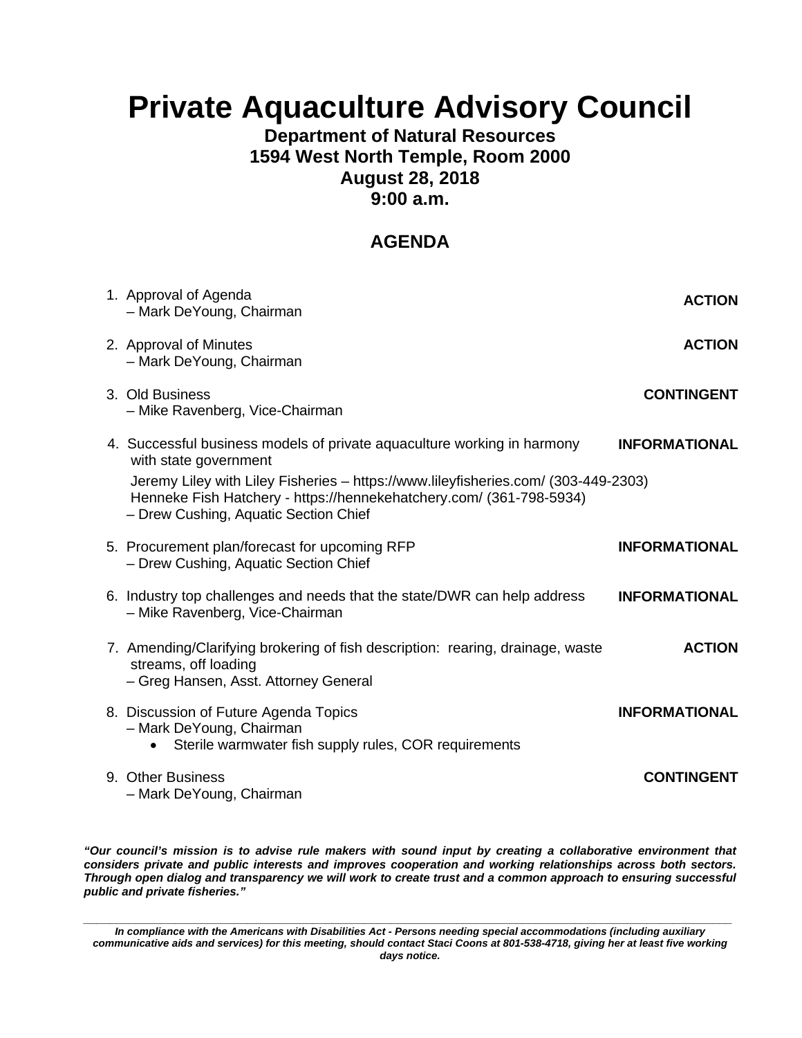# Private Aquaculture Advisory Council

**Department of Natural Resources**
**1594 West North Temple, Room 2000**
**August 28, 2018**
**9:00 a.m.**

## AGENDA

1. Approval of Agenda **ACTION**
   – Mark DeYoung, Chairman

2. Approval of Minutes **ACTION**
   – Mark DeYoung, Chairman

3. Old Business **CONTINGENT**
   – Mike Ravenberg, Vice-Chairman

4. Successful business models of private aquaculture working in harmony with state government **INFORMATIONAL**

   Jeremy Liley with Liley Fisheries – https://www.lileyfisheries.com/ (303-449-2303)
   Henneke Fish Hatchery - https://hennekehatchery.com/ (361-798-5934)
   – Drew Cushing, Aquatic Section Chief

5. Procurement plan/forecast for upcoming RFP **INFORMATIONAL**
   – Drew Cushing, Aquatic Section Chief

6. Industry top challenges and needs that the state/DWR can help address **INFORMATIONAL**
   – Mike Ravenberg, Vice-Chairman

7. Amending/Clarifying brokering of fish description: rearing, drainage, waste streams, off loading **ACTION**
   – Greg Hansen, Asst. Attorney General

8. Discussion of Future Agenda Topics **INFORMATIONAL**
   – Mark DeYoung, Chairman
   - Sterile warmwater fish supply rules, COR requirements

9. Other Business **CONTINGENT**
   – Mark DeYoung, Chairman

***"Our council's mission is to advise rule makers with sound input by creating a collaborative environment that considers private and public interests and improves cooperation and working relationships across both sectors. Through open dialog and transparency we will work to create trust and a common approach to ensuring successful public and private fisheries."***

---

***In compliance with the Americans with Disabilities Act - Persons needing special accommodations (including auxiliary communicative aids and services) for this meeting, should contact Staci Coons at 801-538-4718, giving her at least five working days notice.***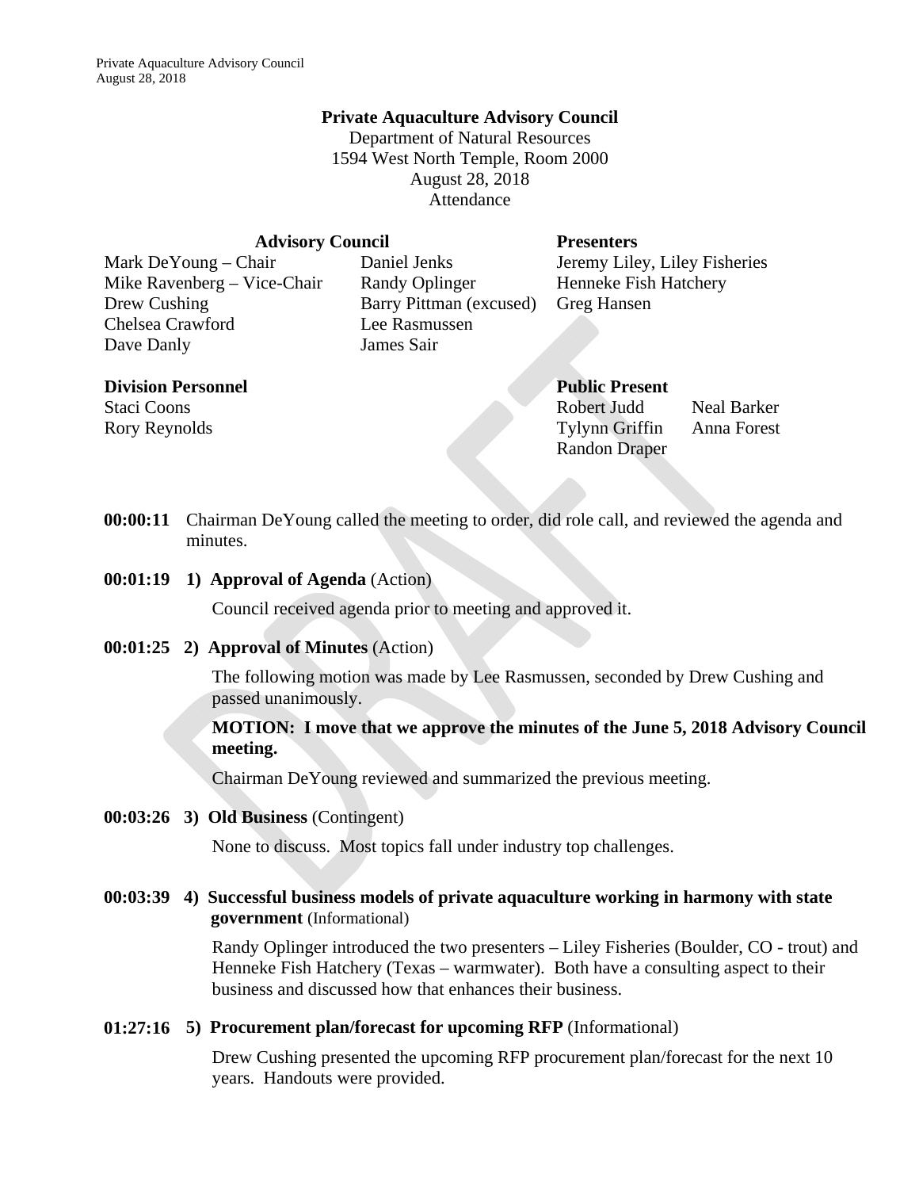# Private Aquaculture Advisory Council

Department of Natural Resources
1594 West North Temple, Room 2000
August 28, 2018
Attendance

| Advisory Council | | Presenters | |
|---|---|---|---|
| Mark DeYoung – Chair | Daniel Jenks | Jeremy Liley, Liley Fisheries | |
| Mike Ravenberg – Vice-Chair | Randy Oplinger | Henneke Fish Hatchery | |
| Drew Cushing | Barry Pittman (excused) | Greg Hansen | |
| Chelsea Crawford | Lee Rasmussen | | |
| Dave Danly | James Sair | | |

| Division Personnel | Public Present | |
|---|---|---|
| Staci Coons | Robert Judd | Neal Barker |
| Rory Reynolds | Tylynn Griffin | Anna Forest |
| | Randon Draper | |

**00:00:11** Chairman DeYoung called the meeting to order, did role call, and reviewed the agenda and minutes.

**00:01:19 1) Approval of Agenda** (Action)

Council received agenda prior to meeting and approved it.

**00:01:25 2) Approval of Minutes** (Action)

The following motion was made by Lee Rasmussen, seconded by Drew Cushing and passed unanimously.

**MOTION: I move that we approve the minutes of the June 5, 2018 Advisory Council meeting.**

Chairman DeYoung reviewed and summarized the previous meeting.

**00:03:26 3) Old Business** (Contingent)

None to discuss. Most topics fall under industry top challenges.

**00:03:39 4) Successful business models of private aquaculture working in harmony with state government** (Informational)

Randy Oplinger introduced the two presenters – Liley Fisheries (Boulder, CO - trout) and Henneke Fish Hatchery (Texas – warmwater). Both have a consulting aspect to their business and discussed how that enhances their business.

**01:27:16 5) Procurement plan/forecast for upcoming RFP** (Informational)

Drew Cushing presented the upcoming RFP procurement plan/forecast for the next 10 years. Handouts were provided.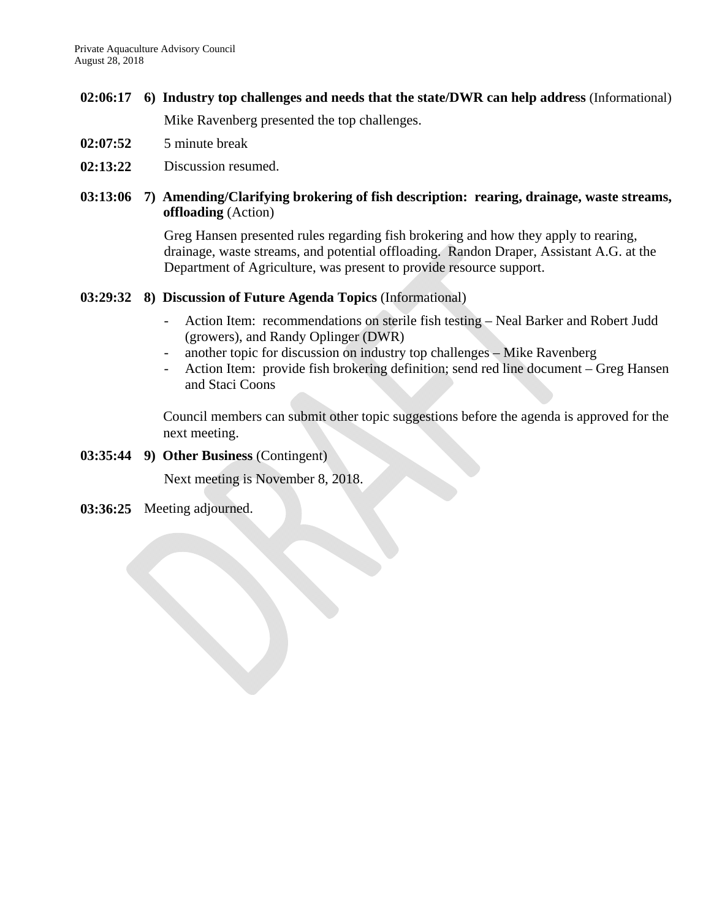**02:06:17 6) Industry top challenges and needs that the state/DWR can help address** (Informational)

Mike Ravenberg presented the top challenges.

**02:07:52** 5 minute break

**02:13:22** Discussion resumed.

**03:13:06 7) Amending/Clarifying brokering of fish description: rearing, drainage, waste streams, offloading** (Action)

Greg Hansen presented rules regarding fish brokering and how they apply to rearing, drainage, waste streams, and potential offloading. Randon Draper, Assistant A.G. at the Department of Agriculture, was present to provide resource support.

**03:29:32 8) Discussion of Future Agenda Topics** (Informational)

- Action Item: recommendations on sterile fish testing – Neal Barker and Robert Judd (growers), and Randy Oplinger (DWR)
- another topic for discussion on industry top challenges – Mike Ravenberg
- Action Item: provide fish brokering definition; send red line document – Greg Hansen and Staci Coons

Council members can submit other topic suggestions before the agenda is approved for the next meeting.

**03:35:44 9) Other Business** (Contingent)

Next meeting is November 8, 2018.

**03:36:25** Meeting adjourned.